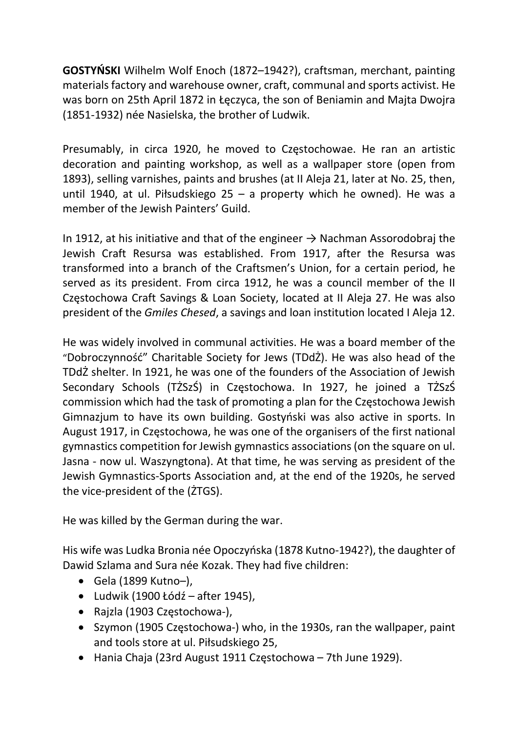**GOSTYŃSKI** Wilhelm Wolf Enoch (1872–1942?), craftsman, merchant, painting materials factory and warehouse owner, craft, communal and sports activist. He was born on 25th April 1872 in Łęczyca, the son of Beniamin and Majta Dwojra (1851-1932) née Nasielska, the brother of Ludwik.

Presumably, in circa 1920, he moved to Częstochowae. He ran an artistic decoration and painting workshop, as well as a wallpaper store (open from 1893), selling varnishes, paints and brushes (at II Aleja 21, later at No. 25, then, until 1940, at ul. Piłsudskiego 25 – a property which he owned). He was a member of the Jewish Painters' Guild.

In 1912, at his initiative and that of the engineer → Nachman Assorodobraj the Jewish Craft Resursa was established. From 1917, after the Resursa was transformed into a branch of the Craftsmen's Union, for a certain period, he served as its president. From circa 1912, he was a council member of the II Częstochowa Craft Savings & Loan Society, located at II Aleja 27. He was also president of the *Gmiles Chesed*, a savings and loan institution located I Aleja 12.

He was widely involved in communal activities. He was a board member of the "Dobroczynność" Charitable Society for Jews (TDdŻ). He was also head of the TDdŻ shelter. In 1921, he was one of the founders of the Association of Jewish Secondary Schools (TŻSzŚ) in Częstochowa. In 1927, he joined a TŻSzŚ commission which had the task of promoting a plan for the Częstochowa Jewish Gimnazjum to have its own building. Gostyński was also active in sports. In August 1917, in Częstochowa, he was one of the organisers of the first national gymnastics competition for Jewish gymnastics associations (on the square on ul. Jasna - now ul. Waszyngtona). At that time, he was serving as president of the Jewish Gymnastics-Sports Association and, at the end of the 1920s, he served the vice-president of the (ŻTGS).

He was killed by the German during the war.

His wife was Ludka Bronia née Opoczyńska (1878 Kutno-1942?), the daughter of Dawid Szlama and Sura née Kozak. They had five children:

- Gela (1899 Kutno–),
- Ludwik (1900 Łódź – after 1945),
- Rajzla (1903 Częstochowa-),
- Szymon (1905 Częstochowa-) who, in the 1930s, ran the wallpaper, paint and tools store at ul. Piłsudskiego 25,
- Hania Chaja (23rd August 1911 Częstochowa – 7th June 1929).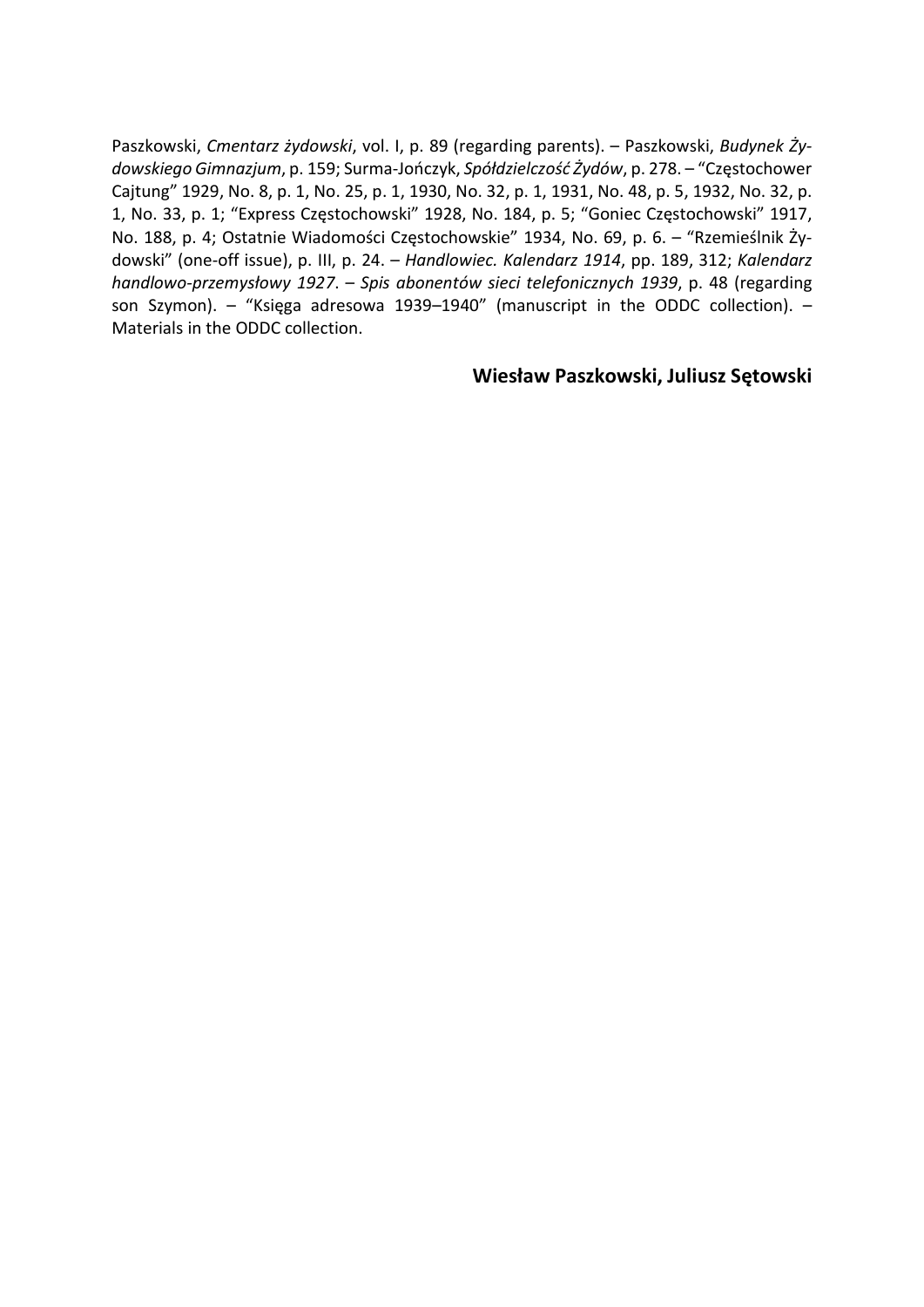Paszkowski, *Cmentarz żydowski*, vol. I, p. 89 (regarding parents). – Paszkowski, *Budynek Żydowskiego Gimnazjum*, p. 159; Surma-Jończyk, *Spółdzielczość Żydów*, p. 278. – "Częstochower Cajtung" 1929, No. 8, p. 1, No. 25, p. 1, 1930, No. 32, p. 1, 1931, No. 48, p. 5, 1932, No. 32, p. 1, No. 33, p. 1; "Express Częstochowski" 1928, No. 184, p. 5; "Goniec Częstochowski" 1917, No. 188, p. 4; Ostatnie Wiadomości Częstochowskie" 1934, No. 69, p. 6. – "Rzemieślnik Żydowski" (one-off issue), p. III, p. 24. – *Handlowiec. Kalendarz 1914*, pp. 189, 312; *Kalendarz handlowo-przemysłowy 1927*. – *Spis abonentów sieci telefonicznych 1939*, p. 48 (regarding son Szymon). – "Księga adresowa 1939–1940" (manuscript in the ODDC collection). – Materials in the ODDC collection.

**Wiesław Paszkowski, Juliusz Sętowski**